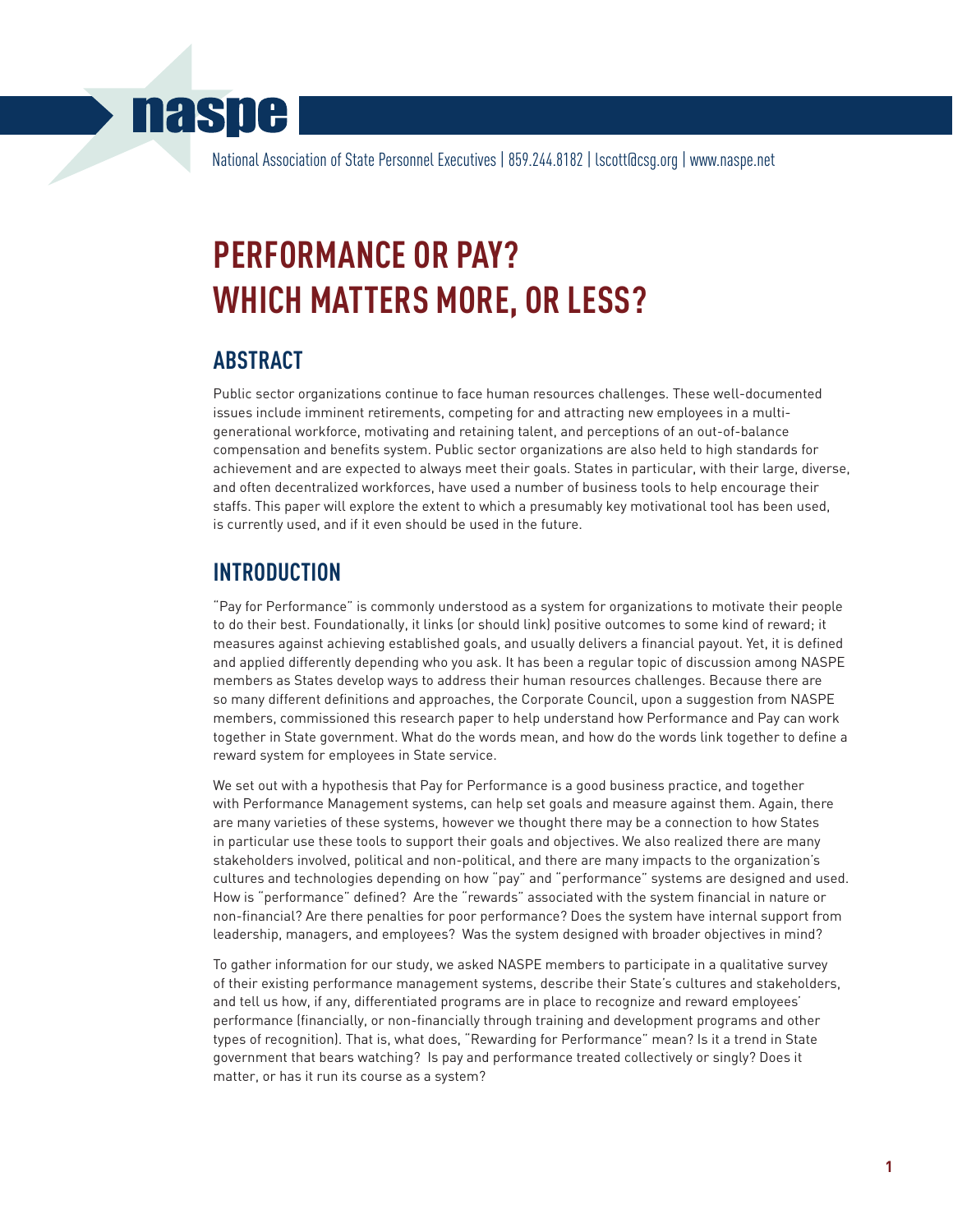naspe

National Association of State Personnel Executives | 859.244.8182 | lscott@csg.org | www.naspe.net

# PERFORMANCE OR PAY? WHICH MATTERS MORE, OR LESS?

## ABSTRACT

Public sector organizations continue to face human resources challenges. These well-documented issues include imminent retirements, competing for and attracting new employees in a multi-generational workforce, motivating and retaining talent, and perceptions of an out-of-balance compensation and benefits system. Public sector organizations are also held to high standards for achievement and are expected to always meet their goals. States in particular, with their large, diverse, and often decentralized workforces, have used a number of business tools to help encourage their staffs. This paper will explore the extent to which a presumably key motivational tool has been used, is currently used, and if it even should be used in the future.

## INTRODUCTION

"Pay for Performance" is commonly understood as a system for organizations to motivate their people to do their best. Foundationally, it links (or should link) positive outcomes to some kind of reward; it measures against achieving established goals, and usually delivers a financial payout. Yet, it is defined and applied differently depending who you ask. It has been a regular topic of discussion among NASPE members as States develop ways to address their human resources challenges. Because there are so many different definitions and approaches, the Corporate Council, upon a suggestion from NASPE members, commissioned this research paper to help understand how Performance and Pay can work together in State government. What do the words mean, and how do the words link together to define a reward system for employees in State service.

We set out with a hypothesis that Pay for Performance is a good business practice, and together with Performance Management systems, can help set goals and measure against them. Again, there are many varieties of these systems, however we thought there may be a connection to how States in particular use these tools to support their goals and objectives. We also realized there are many stakeholders involved, political and non-political, and there are many impacts to the organization's cultures and technologies depending on how "pay" and "performance" systems are designed and used. How is "performance" defined? Are the "rewards" associated with the system financial in nature or non-financial? Are there penalties for poor performance? Does the system have internal support from leadership, managers, and employees? Was the system designed with broader objectives in mind?

To gather information for our study, we asked NASPE members to participate in a qualitative survey of their existing performance management systems, describe their State's cultures and stakeholders, and tell us how, if any, differentiated programs are in place to recognize and reward employees' performance (financially, or non-financially through training and development programs and other types of recognition). That is, what does, "Rewarding for Performance" mean? Is it a trend in State government that bears watching? Is pay and performance treated collectively or singly? Does it matter, or has it run its course as a system?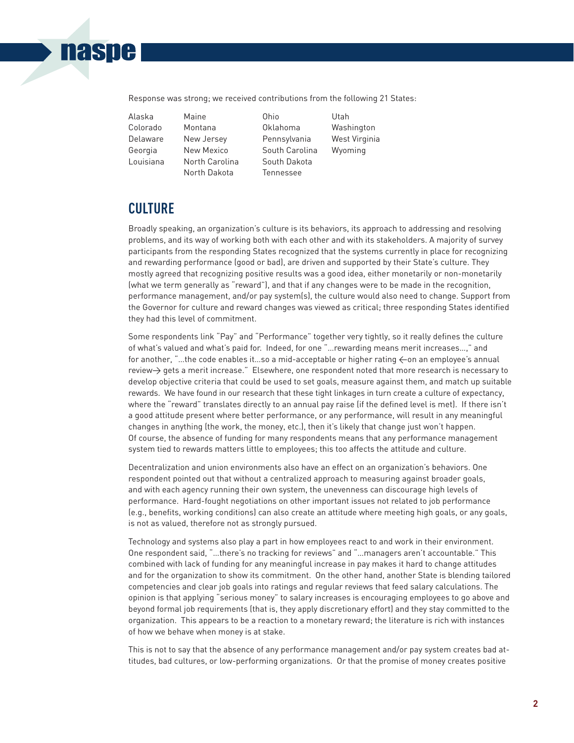Response was strong; we received contributions from the following 21 States:

| | | | |
|---|---|---|---|
| Alaska | Maine | Ohio | Utah |
| Colorado | Montana | Oklahoma | Washington |
| Delaware | New Jersey | Pennsylvania | West Virginia |
| Georgia | New Mexico | South Carolina | Wyoming |
| Louisiana | North Carolina | South Dakota | |
| | North Dakota | Tennessee | |

## CULTURE

Broadly speaking, an organization's culture is its behaviors, its approach to addressing and resolving problems, and its way of working both with each other and with its stakeholders. A majority of survey participants from the responding States recognized that the systems currently in place for recognizing and rewarding performance (good or bad), are driven and supported by their State's culture. They mostly agreed that recognizing positive results was a good idea, either monetarily or non-monetarily (what we term generally as "reward"), and that if any changes were to be made in the recognition, performance management, and/or pay system(s), the culture would also need to change. Support from the Governor for culture and reward changes was viewed as critical; three responding States identified they had this level of commitment.

Some respondents link "Pay" and "Performance" together very tightly, so it really defines the culture of what's valued and what's paid for. Indeed, for one "…rewarding means merit increases…," and for another, "…the code enables it…so a mid-acceptable or higher rating ←on an employee's annual review→ gets a merit increase." Elsewhere, one respondent noted that more research is necessary to develop objective criteria that could be used to set goals, measure against them, and match up suitable rewards. We have found in our research that these tight linkages in turn create a culture of expectancy, where the "reward" translates directly to an annual pay raise (if the defined level is met). If there isn't a good attitude present where better performance, or any performance, will result in any meaningful changes in anything (the work, the money, etc.), then it's likely that change just won't happen. Of course, the absence of funding for many respondents means that any performance management system tied to rewards matters little to employees; this too affects the attitude and culture.

Decentralization and union environments also have an effect on an organization's behaviors. One respondent pointed out that without a centralized approach to measuring against broader goals, and with each agency running their own system, the unevenness can discourage high levels of performance. Hard-fought negotiations on other important issues not related to job performance (e.g., benefits, working conditions) can also create an attitude where meeting high goals, or any goals, is not as valued, therefore not as strongly pursued.

Technology and systems also play a part in how employees react to and work in their environment. One respondent said, "…there's no tracking for reviews" and "…managers aren't accountable." This combined with lack of funding for any meaningful increase in pay makes it hard to change attitudes and for the organization to show its commitment. On the other hand, another State is blending tailored competencies and clear job goals into ratings and regular reviews that feed salary calculations. The opinion is that applying "serious money" to salary increases is encouraging employees to go above and beyond formal job requirements (that is, they apply discretionary effort) and they stay committed to the organization. This appears to be a reaction to a monetary reward; the literature is rich with instances of how we behave when money is at stake.

This is not to say that the absence of any performance management and/or pay system creates bad attitudes, bad cultures, or low-performing organizations. Or that the promise of money creates positive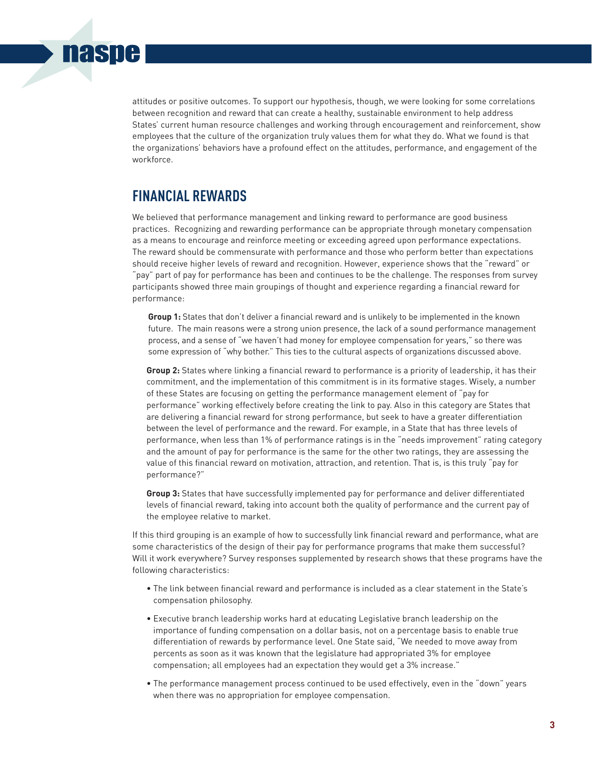attitudes or positive outcomes. To support our hypothesis, though, we were looking for some correlations between recognition and reward that can create a healthy, sustainable environment to help address States' current human resource challenges and working through encouragement and reinforcement, show employees that the culture of the organization truly values them for what they do. What we found is that the organizations' behaviors have a profound effect on the attitudes, performance, and engagement of the workforce.

## FINANCIAL REWARDS

We believed that performance management and linking reward to performance are good business practices. Recognizing and rewarding performance can be appropriate through monetary compensation as a means to encourage and reinforce meeting or exceeding agreed upon performance expectations. The reward should be commensurate with performance and those who perform better than expectations should receive higher levels of reward and recognition. However, experience shows that the "reward" or "pay" part of pay for performance has been and continues to be the challenge. The responses from survey participants showed three main groupings of thought and experience regarding a financial reward for performance:

**Group 1:** States that don't deliver a financial reward and is unlikely to be implemented in the known future. The main reasons were a strong union presence, the lack of a sound performance management process, and a sense of "we haven't had money for employee compensation for years," so there was some expression of "why bother." This ties to the cultural aspects of organizations discussed above.

**Group 2:** States where linking a financial reward to performance is a priority of leadership, it has their commitment, and the implementation of this commitment is in its formative stages. Wisely, a number of these States are focusing on getting the performance management element of "pay for performance" working effectively before creating the link to pay. Also in this category are States that are delivering a financial reward for strong performance, but seek to have a greater differentiation between the level of performance and the reward. For example, in a State that has three levels of performance, when less than 1% of performance ratings is in the "needs improvement" rating category and the amount of pay for performance is the same for the other two ratings, they are assessing the value of this financial reward on motivation, attraction, and retention. That is, is this truly "pay for performance?"

**Group 3:** States that have successfully implemented pay for performance and deliver differentiated levels of financial reward, taking into account both the quality of performance and the current pay of the employee relative to market.

If this third grouping is an example of how to successfully link financial reward and performance, what are some characteristics of the design of their pay for performance programs that make them successful? Will it work everywhere? Survey responses supplemented by research shows that these programs have the following characteristics:

- The link between financial reward and performance is included as a clear statement in the State's compensation philosophy.
- Executive branch leadership works hard at educating Legislative branch leadership on the importance of funding compensation on a dollar basis, not on a percentage basis to enable true differentiation of rewards by performance level. One State said, "We needed to move away from percents as soon as it was known that the legislature had appropriated 3% for employee compensation; all employees had an expectation they would get a 3% increase."
- The performance management process continued to be used effectively, even in the "down" years when there was no appropriation for employee compensation.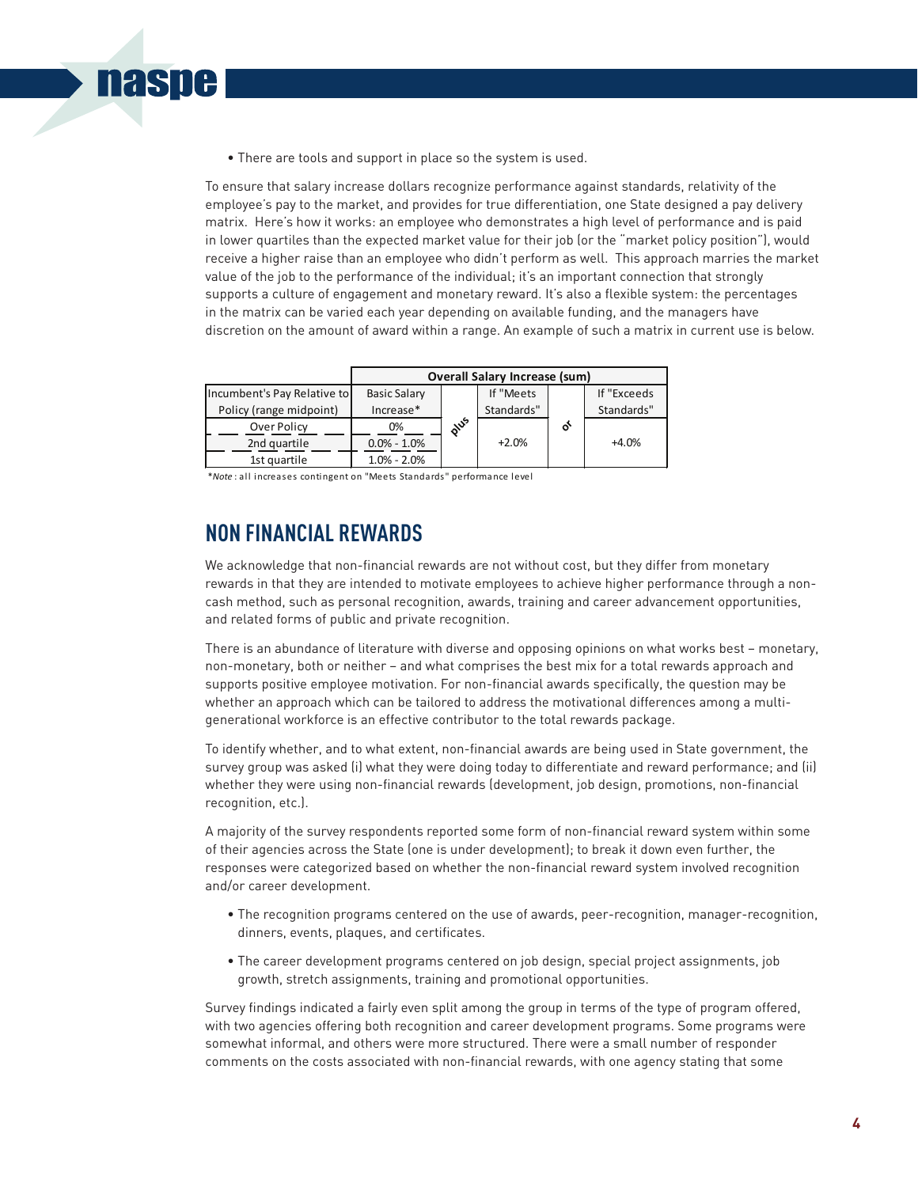- There are tools and support in place so the system is used.

To ensure that salary increase dollars recognize performance against standards, relativity of the employee's pay to the market, and provides for true differentiation, one State designed a pay delivery matrix. Here's how it works: an employee who demonstrates a high level of performance and is paid in lower quartiles than the expected market value for their job (or the "market policy position"), would receive a higher raise than an employee who didn't perform as well. This approach marries the market value of the job to the performance of the individual; it's an important connection that strongly supports a culture of engagement and monetary reward. It's also a flexible system: the percentages in the matrix can be varied each year depending on available funding, and the managers have discretion on the amount of award within a range. An example of such a matrix in current use is below.

| | Overall Salary Increase (sum) | | | | |
|---|---|---|---|---|---|
| Incumbent's Pay Relative to Policy (range midpoint) | Basic Salary Increase* | | If "Meets Standards" | | If "Exceeds Standards" |
| Over Policy | 0% | plus | +2.0% | or | +4.0% |
| 2nd quartile | 0.0% - 1.0% | | | | |
| 1st quartile | 1.0% - 2.0% | | | | |

**Note*: all increases contingent on "Meets Standards" performance level

## NON FINANCIAL REWARDS

We acknowledge that non-financial rewards are not without cost, but they differ from monetary rewards in that they are intended to motivate employees to achieve higher performance through a non-cash method, such as personal recognition, awards, training and career advancement opportunities, and related forms of public and private recognition.

There is an abundance of literature with diverse and opposing opinions on what works best – monetary, non-monetary, both or neither – and what comprises the best mix for a total rewards approach and supports positive employee motivation. For non-financial awards specifically, the question may be whether an approach which can be tailored to address the motivational differences among a multi-generational workforce is an effective contributor to the total rewards package.

To identify whether, and to what extent, non-financial awards are being used in State government, the survey group was asked (i) what they were doing today to differentiate and reward performance; and (ii) whether they were using non-financial rewards (development, job design, promotions, non-financial recognition, etc.).

A majority of the survey respondents reported some form of non-financial reward system within some of their agencies across the State (one is under development); to break it down even further, the responses were categorized based on whether the non-financial reward system involved recognition and/or career development.

- The recognition programs centered on the use of awards, peer-recognition, manager-recognition, dinners, events, plaques, and certificates.
- The career development programs centered on job design, special project assignments, job growth, stretch assignments, training and promotional opportunities.

Survey findings indicated a fairly even split among the group in terms of the type of program offered, with two agencies offering both recognition and career development programs. Some programs were somewhat informal, and others were more structured. There were a small number of responder comments on the costs associated with non-financial rewards, with one agency stating that some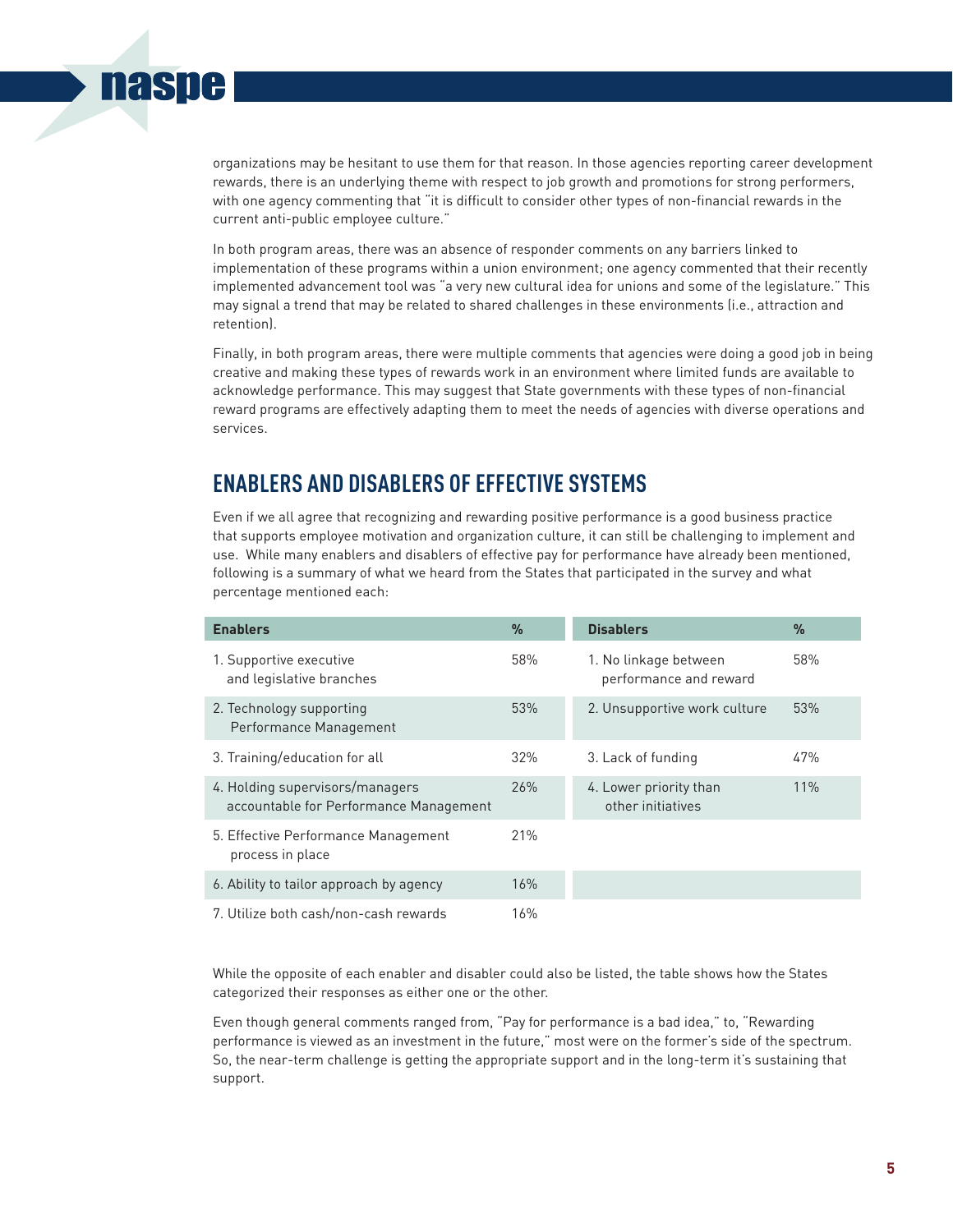organizations may be hesitant to use them for that reason. In those agencies reporting career development rewards, there is an underlying theme with respect to job growth and promotions for strong performers, with one agency commenting that "it is difficult to consider other types of non-financial rewards in the current anti-public employee culture."

In both program areas, there was an absence of responder comments on any barriers linked to implementation of these programs within a union environment; one agency commented that their recently implemented advancement tool was "a very new cultural idea for unions and some of the legislature." This may signal a trend that may be related to shared challenges in these environments (i.e., attraction and retention).

Finally, in both program areas, there were multiple comments that agencies were doing a good job in being creative and making these types of rewards work in an environment where limited funds are available to acknowledge performance. This may suggest that State governments with these types of non-financial reward programs are effectively adapting them to meet the needs of agencies with diverse operations and services.

## ENABLERS AND DISABLERS OF EFFECTIVE SYSTEMS

Even if we all agree that recognizing and rewarding positive performance is a good business practice that supports employee motivation and organization culture, it can still be challenging to implement and use. While many enablers and disablers of effective pay for performance have already been mentioned, following is a summary of what we heard from the States that participated in the survey and what percentage mentioned each:

| Enablers | % | Disablers | % |
|---|---|---|---|
| 1. Supportive executive and legislative branches | 58% | 1. No linkage between performance and reward | 58% |
| 2. Technology supporting Performance Management | 53% | 2. Unsupportive work culture | 53% |
| 3. Training/education for all | 32% | 3. Lack of funding | 47% |
| 4. Holding supervisors/managers accountable for Performance Management | 26% | 4. Lower priority than other initiatives | 11% |
| 5. Effective Performance Management process in place | 21% | | |
| 6. Ability to tailor approach by agency | 16% | | |
| 7. Utilize both cash/non-cash rewards | 16% | | |

While the opposite of each enabler and disabler could also be listed, the table shows how the States categorized their responses as either one or the other.

Even though general comments ranged from, "Pay for performance is a bad idea," to, "Rewarding performance is viewed as an investment in the future," most were on the former's side of the spectrum. So, the near-term challenge is getting the appropriate support and in the long-term it's sustaining that support.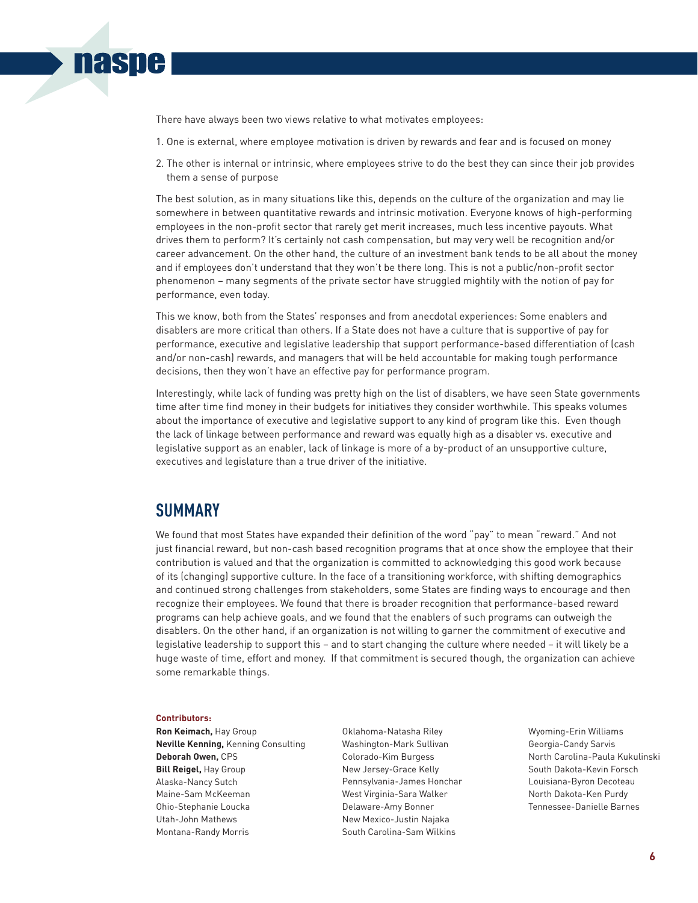There have always been two views relative to what motivates employees:

1. One is external, where employee motivation is driven by rewards and fear and is focused on money
2. The other is internal or intrinsic, where employees strive to do the best they can since their job provides them a sense of purpose

The best solution, as in many situations like this, depends on the culture of the organization and may lie somewhere in between quantitative rewards and intrinsic motivation. Everyone knows of high-performing employees in the non-profit sector that rarely get merit increases, much less incentive payouts. What drives them to perform? It's certainly not cash compensation, but may very well be recognition and/or career advancement. On the other hand, the culture of an investment bank tends to be all about the money and if employees don't understand that they won't be there long. This is not a public/non-profit sector phenomenon – many segments of the private sector have struggled mightily with the notion of pay for performance, even today.

This we know, both from the States' responses and from anecdotal experiences: Some enablers and disablers are more critical than others. If a State does not have a culture that is supportive of pay for performance, executive and legislative leadership that support performance-based differentiation of (cash and/or non-cash) rewards, and managers that will be held accountable for making tough performance decisions, then they won't have an effective pay for performance program.

Interestingly, while lack of funding was pretty high on the list of disablers, we have seen State governments time after time find money in their budgets for initiatives they consider worthwhile. This speaks volumes about the importance of executive and legislative support to any kind of program like this. Even though the lack of linkage between performance and reward was equally high as a disabler vs. executive and legislative support as an enabler, lack of linkage is more of a by-product of an unsupportive culture, executives and legislature than a true driver of the initiative.

## SUMMARY

We found that most States have expanded their definition of the word "pay" to mean "reward." And not just financial reward, but non-cash based recognition programs that at once show the employee that their contribution is valued and that the organization is committed to acknowledging this good work because of its (changing) supportive culture. In the face of a transitioning workforce, with shifting demographics and continued strong challenges from stakeholders, some States are finding ways to encourage and then recognize their employees. We found that there is broader recognition that performance-based reward programs can help achieve goals, and we found that the enablers of such programs can outweigh the disablers. On the other hand, if an organization is not willing to garner the commitment of executive and legislative leadership to support this – and to start changing the culture where needed – it will likely be a huge waste of time, effort and money. If that commitment is secured though, the organization can achieve some remarkable things.

**Contributors:**

**Ron Keimach,** Hay Group
**Neville Kenning,** Kenning Consulting
**Deborah Owen,** CPS
**Bill Reigel,** Hay Group
Alaska-Nancy Sutch
Maine-Sam McKeeman
Ohio-Stephanie Loucka
Utah-John Mathews
Montana-Randy Morris
Oklahoma-Natasha Riley
Washington-Mark Sullivan
Colorado-Kim Burgess
New Jersey-Grace Kelly
Pennsylvania-James Honchar
West Virginia-Sara Walker
Delaware-Amy Bonner
New Mexico-Justin Najaka
South Carolina-Sam Wilkins
Wyoming-Erin Williams
Georgia-Candy Sarvis
North Carolina-Paula Kukulinski
South Dakota-Kevin Forsch
Louisiana-Byron Decoteau
North Dakota-Ken Purdy
Tennessee-Danielle Barnes